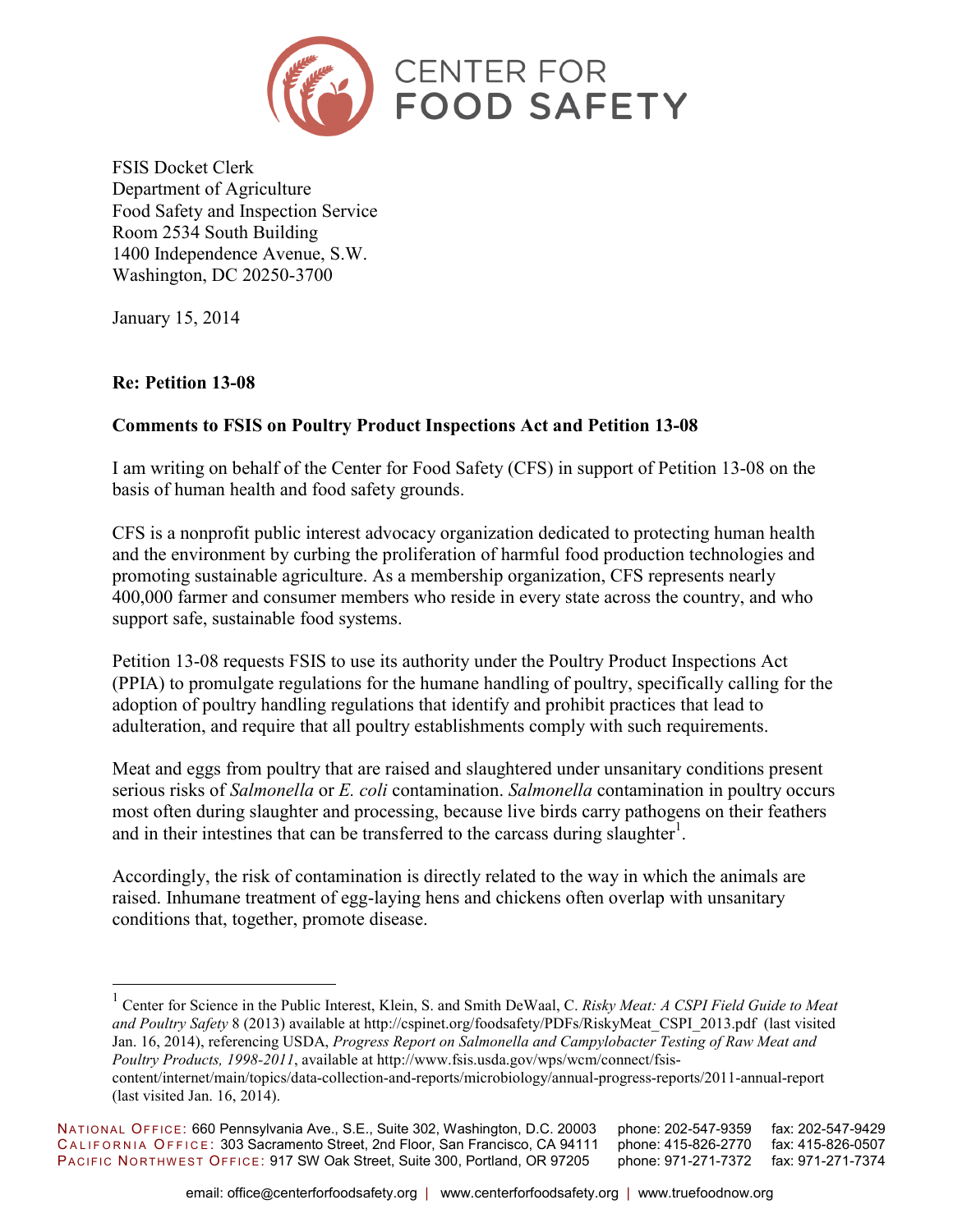CENTER FOR FOOD SAFETY

FSIS Docket Clerk
Department of Agriculture
Food Safety and Inspection Service
Room 2534 South Building
1400 Independence Avenue, S.W.
Washington, DC 20250-3700

January 15, 2014

**Re: Petition 13-08**

**Comments to FSIS on Poultry Product Inspections Act and Petition 13-08**

I am writing on behalf of the Center for Food Safety (CFS) in support of Petition 13-08 on the basis of human health and food safety grounds.

CFS is a nonprofit public interest advocacy organization dedicated to protecting human health and the environment by curbing the proliferation of harmful food production technologies and promoting sustainable agriculture. As a membership organization, CFS represents nearly 400,000 farmer and consumer members who reside in every state across the country, and who support safe, sustainable food systems.

Petition 13-08 requests FSIS to use its authority under the Poultry Product Inspections Act (PPIA) to promulgate regulations for the humane handling of poultry, specifically calling for the adoption of poultry handling regulations that identify and prohibit practices that lead to adulteration, and require that all poultry establishments comply with such requirements.

Meat and eggs from poultry that are raised and slaughtered under unsanitary conditions present serious risks of *Salmonella* or *E. coli* contamination. *Salmonella* contamination in poultry occurs most often during slaughter and processing, because live birds carry pathogens on their feathers and in their intestines that can be transferred to the carcass during slaughter[1].

Accordingly, the risk of contamination is directly related to the way in which the animals are raised. Inhumane treatment of egg-laying hens and chickens often overlap with unsanitary conditions that, together, promote disease.

[1] Center for Science in the Public Interest, Klein, S. and Smith DeWaal, C. *Risky Meat: A CSPI Field Guide to Meat and Poultry Safety* 8 (2013) available at http://cspinet.org/foodsafety/PDFs/RiskyMeat_CSPI_2013.pdf (last visited Jan. 16, 2014), referencing USDA, *Progress Report on Salmonella and Campylobacter Testing of Raw Meat and Poultry Products, 1998-2011*, available at http://www.fsis.usda.gov/wps/wcm/connect/fsis-content/internet/main/topics/data-collection-and-reports/microbiology/annual-progress-reports/2011-annual-report (last visited Jan. 16, 2014).

NATIONAL OFFICE: 660 Pennsylvania Ave., S.E., Suite 302, Washington, D.C. 20003 phone: 202-547-9359 fax: 202-547-9429
CALIFORNIA OFFICE: 303 Sacramento Street, 2nd Floor, San Francisco, CA 94111 phone: 415-826-2770 fax: 415-826-0507
PACIFIC NORTHWEST OFFICE: 917 SW Oak Street, Suite 300, Portland, OR 97205 phone: 971-271-7372 fax: 971-271-7374

email: office@centerforfoodsafety.org | www.centerforfoodsafety.org | www.truefoodnow.org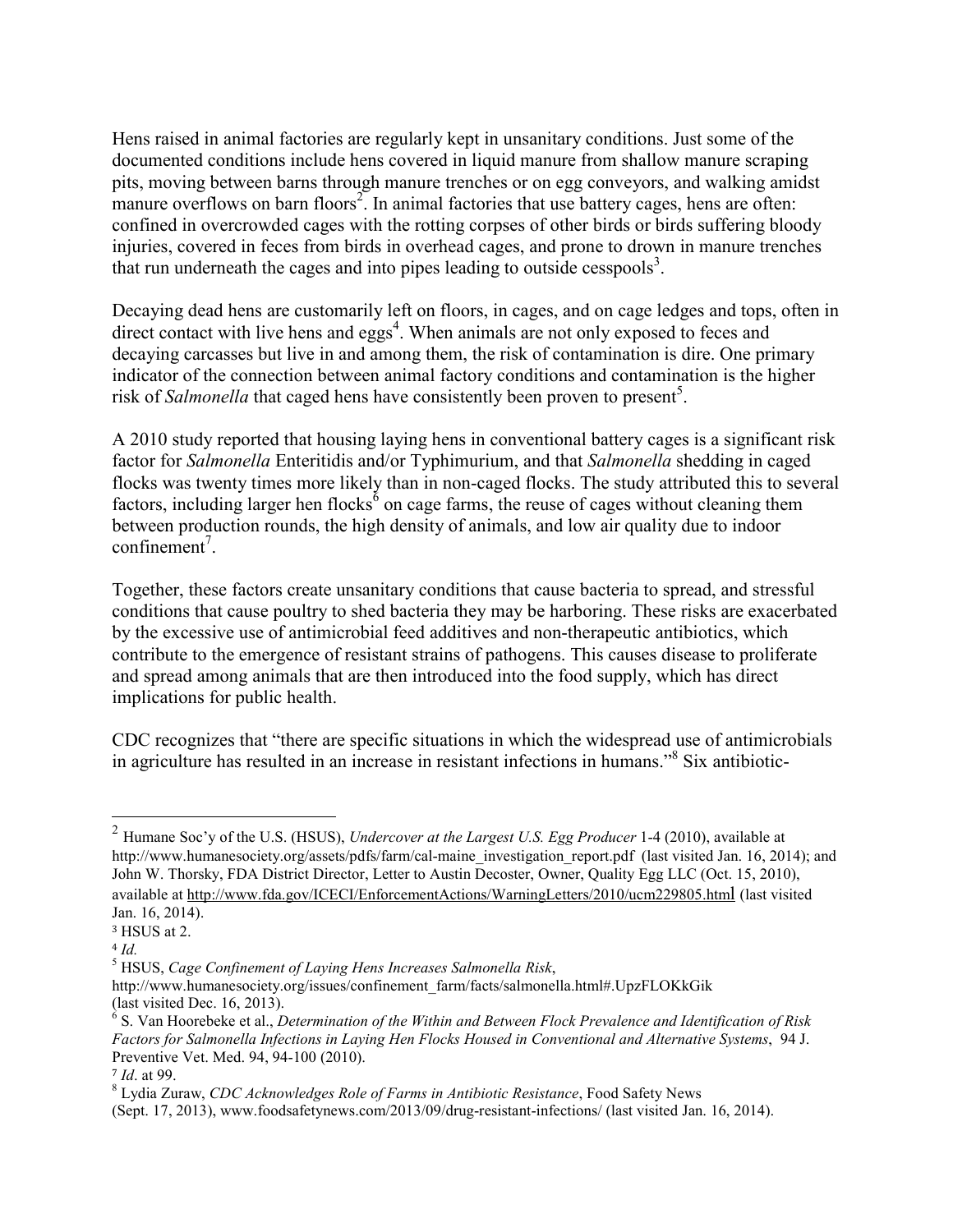Hens raised in animal factories are regularly kept in unsanitary conditions. Just some of the documented conditions include hens covered in liquid manure from shallow manure scraping pits, moving between barns through manure trenches or on egg conveyors, and walking amidst manure overflows on barn floors[2]. In animal factories that use battery cages, hens are often: confined in overcrowded cages with the rotting corpses of other birds or birds suffering bloody injuries, covered in feces from birds in overhead cages, and prone to drown in manure trenches that run underneath the cages and into pipes leading to outside cesspools[3].

Decaying dead hens are customarily left on floors, in cages, and on cage ledges and tops, often in direct contact with live hens and eggs[4]. When animals are not only exposed to feces and decaying carcasses but live in and among them, the risk of contamination is dire. One primary indicator of the connection between animal factory conditions and contamination is the higher risk of *Salmonella* that caged hens have consistently been proven to present[5].

A 2010 study reported that housing laying hens in conventional battery cages is a significant risk factor for *Salmonella* Enteritidis and/or Typhimurium, and that *Salmonella* shedding in caged flocks was twenty times more likely than in non-caged flocks. The study attributed this to several factors, including larger hen flocks[6] on cage farms, the reuse of cages without cleaning them between production rounds, the high density of animals, and low air quality due to indoor confinement[7].

Together, these factors create unsanitary conditions that cause bacteria to spread, and stressful conditions that cause poultry to shed bacteria they may be harboring. These risks are exacerbated by the excessive use of antimicrobial feed additives and non-therapeutic antibiotics, which contribute to the emergence of resistant strains of pathogens. This causes disease to proliferate and spread among animals that are then introduced into the food supply, which has direct implications for public health.

CDC recognizes that "there are specific situations in which the widespread use of antimicrobials in agriculture has resulted in an increase in resistant infections in humans."[8] Six antibiotic-

---

[2] Humane Soc'y of the U.S. (HSUS), *Undercover at the Largest U.S. Egg Producer* 1-4 (2010), available at http://www.humanesociety.org/assets/pdfs/farm/cal-maine_investigation_report.pdf (last visited Jan. 16, 2014); and John W. Thorsky, FDA District Director, Letter to Austin Decoster, Owner, Quality Egg LLC (Oct. 15, 2010), available at http://www.fda.gov/ICECI/EnforcementActions/WarningLetters/2010/ucm229805.html (last visited Jan. 16, 2014).

[3] HSUS at 2.

[4] *Id.*

[5] HSUS, *Cage Confinement of Laying Hens Increases Salmonella Risk*, http://www.humanesociety.org/issues/confinement_farm/facts/salmonella.html#.UpzFLOKkGik (last visited Dec. 16, 2013).

[6] S. Van Hoorebeke et al., *Determination of the Within and Between Flock Prevalence and Identification of Risk Factors for Salmonella Infections in Laying Hen Flocks Housed in Conventional and Alternative Systems*, 94 J. Preventive Vet. Med. 94, 94-100 (2010).

[7] *Id*. at 99.

[8] Lydia Zuraw, *CDC Acknowledges Role of Farms in Antibiotic Resistance*, Food Safety News (Sept. 17, 2013), www.foodsafetynews.com/2013/09/drug-resistant-infections/ (last visited Jan. 16, 2014).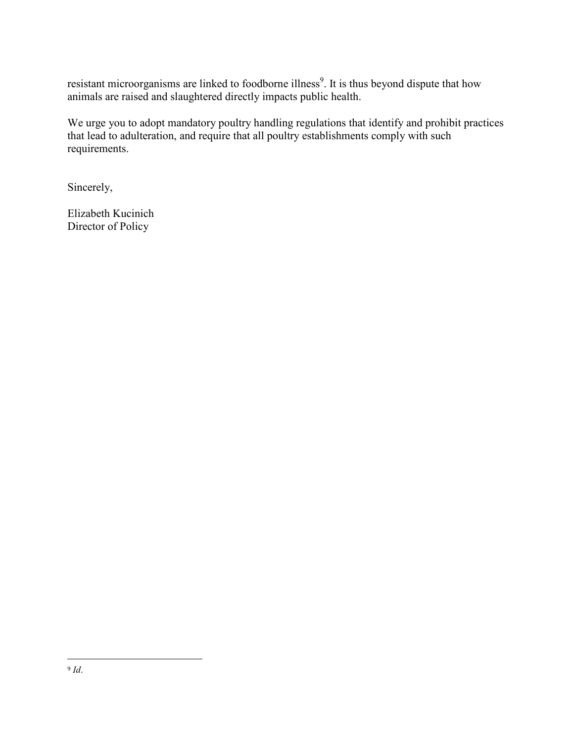resistant microorganisms are linked to foodborne illness[9]. It is thus beyond dispute that how animals are raised and slaughtered directly impacts public health.

We urge you to adopt mandatory poultry handling regulations that identify and prohibit practices that lead to adulteration, and require that all poultry establishments comply with such requirements.

Sincerely,

Elizabeth Kucinich
Director of Policy

---

[9] *Id*.